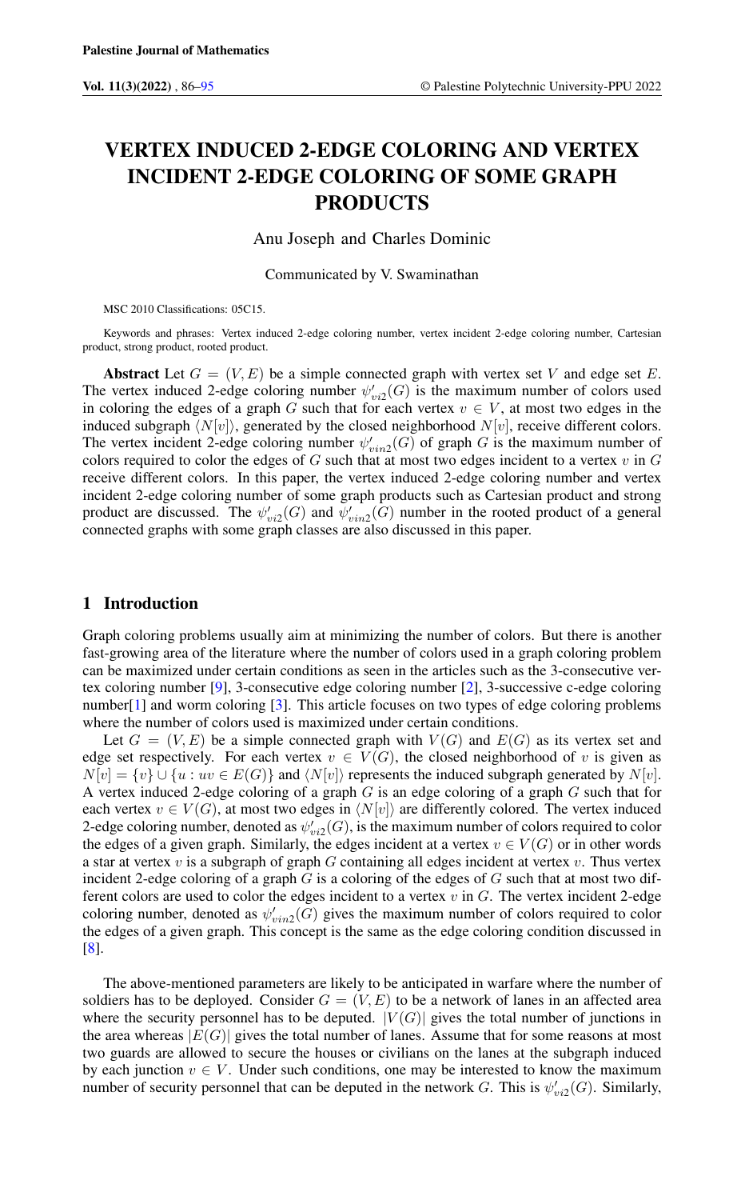Palestine Journal of Mathematics

# VERTEX INDUCED 2-EDGE COLORING AND VERTEX INCIDENT 2-EDGE COLORING OF SOME GRAPH PRODUCTS

Anu Joseph and Charles Dominic

Communicated by V. Swaminathan

MSC 2010 Classifications: 05C15.

Keywords and phrases: Vertex induced 2-edge coloring number, vertex incident 2-edge coloring number, Cartesian product, strong product, rooted product.

**Abstract** Let $G = (V, E)$ be a simple connected graph with vertex set $V$ and edge set $E$. The vertex induced 2-edge coloring number $\psi'_{vi2}(G)$ is the maximum number of colors used in coloring the edges of a graph $G$ such that for each vertex $v \in V$, at most two edges in the induced subgraph $\langle N[v] \rangle$, generated by the closed neighborhood $N[v]$, receive different colors. The vertex incident 2-edge coloring number $\psi'_{vin2}(G)$ of graph $G$ is the maximum number of colors required to color the edges of $G$ such that at most two edges incident to a vertex $v$ in $G$ receive different colors. In this paper, the vertex induced 2-edge coloring number and vertex incident 2-edge coloring number of some graph products such as Cartesian product and strong product are discussed. The $\psi'_{vi2}(G)$ and $\psi'_{vin2}(G)$ number in the rooted product of a general connected graphs with some graph classes are also discussed in this paper.

## 1 Introduction

Graph coloring problems usually aim at minimizing the number of colors. But there is another fast-growing area of the literature where the number of colors used in a graph coloring problem can be maximized under certain conditions as seen in the articles such as the 3-consecutive vertex coloring number [9], 3-consecutive edge coloring number [2], 3-successive c-edge coloring number[1] and worm coloring [3]. This article focuses on two types of edge coloring problems where the number of colors used is maximized under certain conditions.

Let $G = (V, E)$ be a simple connected graph with $V(G)$ and $E(G)$ as its vertex set and edge set respectively. For each vertex $v \in V(G)$, the closed neighborhood of $v$ is given as $N[v] = \{v\} \cup \{u : uv \in E(G)\}$ and $\langle N[v] \rangle$ represents the induced subgraph generated by $N[v]$. A vertex induced 2-edge coloring of a graph $G$ is an edge coloring of a graph $G$ such that for each vertex $v \in V(G)$, at most two edges in $\langle N[v] \rangle$ are differently colored. The vertex induced 2-edge coloring number, denoted as $\psi'_{vi2}(G)$, is the maximum number of colors required to color the edges of a given graph. Similarly, the edges incident at a vertex $v \in V(G)$ or in other words a star at vertex $v$ is a subgraph of graph $G$ containing all edges incident at vertex $v$. Thus vertex incident 2-edge coloring of a graph $G$ is a coloring of the edges of $G$ such that at most two different colors are used to color the edges incident to a vertex $v$ in $G$. The vertex incident 2-edge coloring number, denoted as $\psi'_{vin2}(G)$ gives the maximum number of colors required to color the edges of a given graph. This concept is the same as the edge coloring condition discussed in [8].

The above-mentioned parameters are likely to be anticipated in warfare where the number of soldiers has to be deployed. Consider $G = (V, E)$ to be a network of lanes in an affected area where the security personnel has to be deputed. $|V(G)|$ gives the total number of junctions in the area whereas $|E(G)|$ gives the total number of lanes. Assume that for some reasons at most two guards are allowed to secure the houses or civilians on the lanes at the subgraph induced by each junction $v \in V$. Under such conditions, one may be interested to know the maximum number of security personnel that can be deputed in the network $G$. This is $\psi'_{vi2}(G)$. Similarly,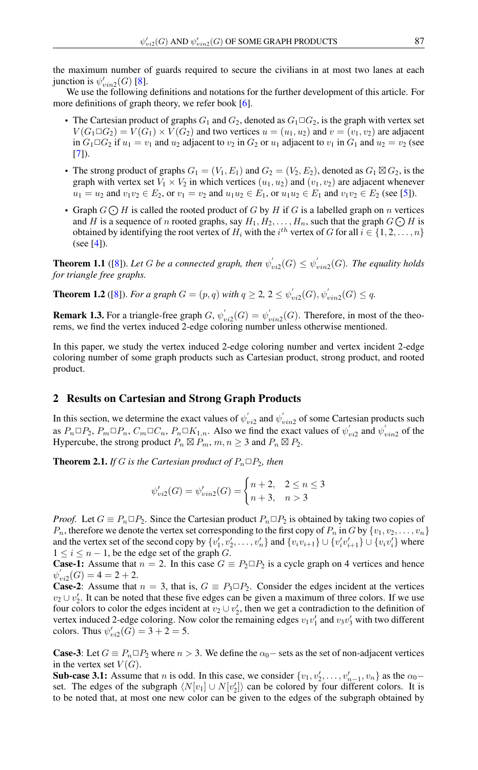the maximum number of guards required to secure the civilians in at most two lanes at each junction is $\psi'_{vin2}(G)$ [8].

We use the following definitions and notations for the further development of this article. For more definitions of graph theory, we refer book [6].

- The Cartesian product of graphs $G_1$ and $G_2$, denoted as $G_1 \Box G_2$, is the graph with vertex set $V(G_1 \Box G_2) = V(G_1) \times V(G_2)$ and two vertices $u = (u_1, u_2)$ and $v = (v_1, v_2)$ are adjacent in $G_1 \Box G_2$ if $u_1 = v_1$ and $u_2$ adjacent to $v_2$ in $G_2$ or $u_1$ adjacent to $v_1$ in $G_1$ and $u_2 = v_2$ (see [7]).
- The strong product of graphs $G_1 = (V_1, E_1)$ and $G_2 = (V_2, E_2)$, denoted as $G_1 \boxtimes G_2$, is the graph with vertex set $V_1 \times V_2$ in which vertices $(u_1, u_2)$ and $(v_1, v_2)$ are adjacent whenever $u_1 = u_2$ and $v_1 v_2 \in E_2$, or $v_1 = v_2$ and $u_1 u_2 \in E_1$, or $u_1 u_2 \in E_1$ and $v_1 v_2 \in E_2$ (see [5]).
- Graph $G \odot H$ is called the rooted product of $G$ by $H$ if $G$ is a labelled graph on $n$ vertices and $H$ is a sequence of $n$ rooted graphs, say $H_1, H_2, \ldots, H_n$, such that the graph $G \odot H$ is obtained by identifying the root vertex of $H_i$ with the $i^{th}$ vertex of $G$ for all $i \in \{1, 2, \ldots, n\}$ (see [4]).

**Theorem 1.1** ([8]). *Let $G$ be a connected graph, then $\psi'_{vi2}(G) \leq \psi'_{vin2}(G)$. The equality holds for triangle free graphs.*

**Theorem 1.2** ([8]). *For a graph $G = (p, q)$ with $q \geq 2$, $2 \leq \psi'_{vi2}(G), \psi'_{vin2}(G) \leq q$.*

**Remark 1.3.** For a triangle-free graph $G$, $\psi'_{vi2}(G) = \psi'_{vin2}(G)$. Therefore, in most of the theorems, we find the vertex induced 2-edge coloring number unless otherwise mentioned.

In this paper, we study the vertex induced 2-edge coloring number and vertex incident 2-edge coloring number of some graph products such as Cartesian product, strong product, and rooted product.

## 2 Results on Cartesian and Strong Graph Products

In this section, we determine the exact values of $\psi'_{vi2}$ and $\psi'_{vin2}$ of some Cartesian products such as $P_n \Box P_2$, $P_m \Box P_n$, $C_m \Box C_n$, $P_n \Box K_{1,n}$. Also we find the exact values of $\psi'_{vi2}$ and $\psi'_{vin2}$ of the Hypercube, the strong product $P_n \boxtimes P_m$, $m, n \geq 3$ and $P_n \boxtimes P_2$.

**Theorem 2.1.** *If $G$ is the Cartesian product of $P_n \Box P_2$, then*

$$\psi'_{vi2}(G) = \psi'_{vin2}(G) = \begin{cases} n+2, & 2 \leq n \leq 3 \\ n+3, & n > 3 \end{cases}$$

*Proof.* Let $G \equiv P_n \Box P_2$. Since the Cartesian product $P_n \Box P_2$ is obtained by taking two copies of $P_n$, therefore we denote the vertex set corresponding to the first copy of $P_n$ in $G$ by $\{v_1, v_2, \ldots, v_n\}$ and the vertex set of the second copy by $\{v'_1, v'_2, \ldots, v'_n\}$ and $\{v_i v_{i+1}\} \cup \{v'_i v'_{i+1}\} \cup \{v_i v'_i\}$ where $1 \leq i \leq n-1$, be the edge set of the graph $G$.

**Case-1:** Assume that $n = 2$. In this case $G \equiv P_2 \Box P_2$ is a cycle graph on 4 vertices and hence $\psi'_{vi2}(G) = 4 = 2 + 2$.

**Case-2**: Assume that $n = 3$, that is, $G \equiv P_3 \Box P_2$. Consider the edges incident at the vertices $v_2 \cup v'_2$. It can be noted that these five edges can be given a maximum of three colors. If we use four colors to color the edges incident at $v_2 \cup v'_2$, then we get a contradiction to the definition of vertex induced 2-edge coloring. Now color the remaining edges $v_1 v'_1$ and $v_3 v'_3$ with two different colors. Thus $\psi'_{vi2}(G) = 3 + 2 = 5$.

**Case-3**: Let $G \equiv P_n \Box P_2$ where $n > 3$. We define the $\alpha_0-$ sets as the set of non-adjacent vertices in the vertex set $V(G)$.

**Sub-case 3.1:** Assume that $n$ is odd. In this case, we consider $\{v_1, v'_2, \ldots, v'_{n-1}, v_n\}$ as the $\alpha_0-$ set. The edges of the subgraph $\langle N[v_1] \cup N[v'_2] \rangle$ can be colored by four different colors. It is to be noted that, at most one new color can be given to the edges of the subgraph obtained by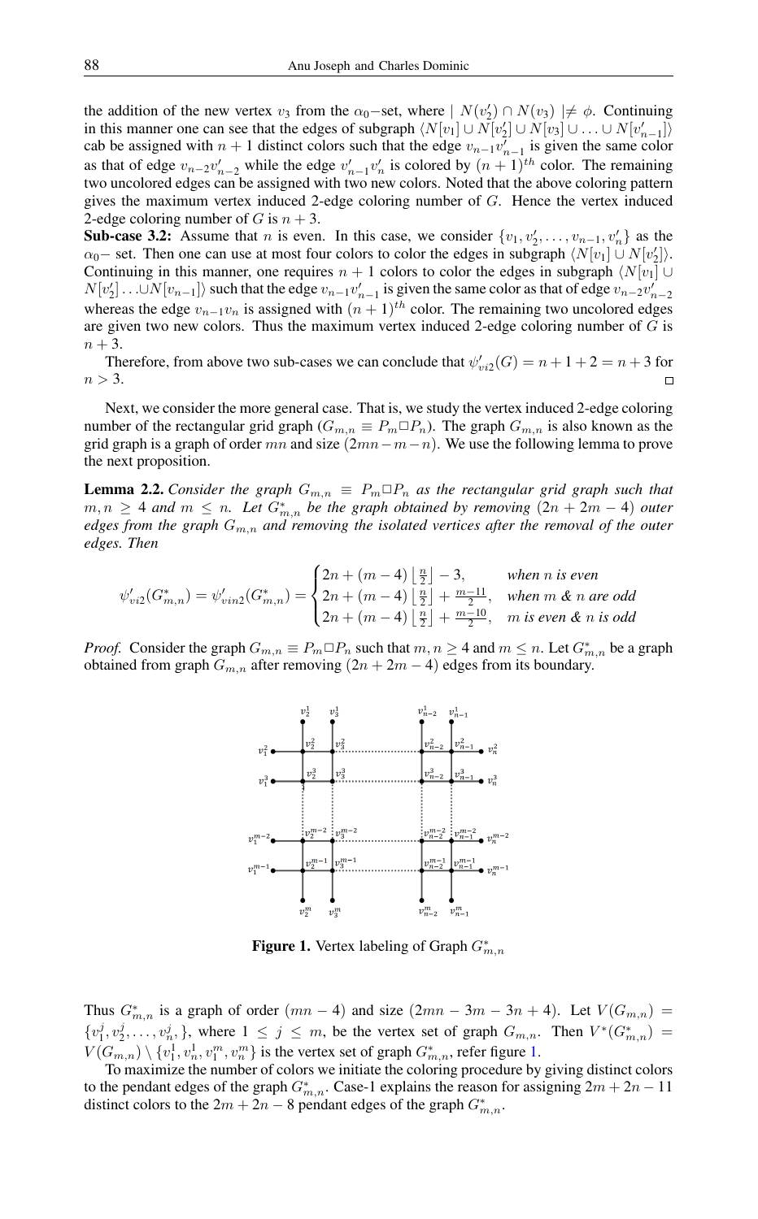the addition of the new vertex $v_3$ from the $\alpha_0-$set, where $\mid N(v_2') \cap N(v_3) \mid \neq \phi$. Continuing in this manner one can see that the edges of subgraph $\langle N[v_1] \cup N[v_2'] \cup N[v_3] \cup \ldots \cup N[v_{n-1}'] \rangle$ cab be assigned with $n+1$ distinct colors such that the edge $v_{n-1}v_{n-1}'$ is given the same color as that of edge $v_{n-2}v_{n-2}'$ while the edge $v_{n-1}'v_n'$ is colored by $(n+1)^{th}$ color. The remaining two uncolored edges can be assigned with two new colors. Noted that the above coloring pattern gives the maximum vertex induced 2-edge coloring number of $G$. Hence the vertex induced 2-edge coloring number of $G$ is $n+3$.

**Sub-case 3.2:** Assume that $n$ is even. In this case, we consider $\{v_1, v_2', \ldots, v_{n-1}, v_n'\}$ as the $\alpha_0-$ set. Then one can use at most four colors to color the edges in subgraph $\langle N[v_1] \cup N[v_2'] \rangle$. Continuing in this manner, one requires $n+1$ colors to color the edges in subgraph $\langle N[v_1] \cup N[v_2'] \ldots \cup N[v_{n-1}] \rangle$ such that the edge $v_{n-1}v_{n-1}'$ is given the same color as that of edge $v_{n-2}v_{n-2}'$ whereas the edge $v_{n-1}v_n$ is assigned with $(n+1)^{th}$ color. The remaining two uncolored edges are given two new colors. Thus the maximum vertex induced 2-edge coloring number of $G$ is $n+3$.

Therefore, from above two sub-cases we can conclude that $\psi_{vi2}'(G) = n+1+2 = n+3$ for $n > 3$. □

Next, we consider the more general case. That is, we study the vertex induced 2-edge coloring number of the rectangular grid graph ($G_{m,n} \equiv P_m \square P_n$). The graph $G_{m,n}$ is also known as the grid graph is a graph of order $mn$ and size $(2mn - m - n)$. We use the following lemma to prove the next proposition.

**Lemma 2.2.** *Consider the graph $G_{m,n} \equiv P_m \square P_n$ as the rectangular grid graph such that $m, n \geq 4$ and $m \leq n$. Let $G_{m,n}^*$ be the graph obtained by removing $(2n + 2m - 4)$ outer edges from the graph $G_{m,n}$ and removing the isolated vertices after the removal of the outer edges. Then*

$$\psi_{vi2}'(G_{m,n}^*) = \psi_{vin2}'(G_{m,n}^*) = \begin{cases} 2n + (m-4)\left\lfloor \frac{n}{2} \right\rfloor - 3, & \text{when } n \text{ is even} \\ 2n + (m-4)\left\lfloor \frac{n}{2} \right\rfloor + \frac{m-11}{2}, & \text{when } m \text{ \& } n \text{ are odd} \\ 2n + (m-4)\left\lfloor \frac{n}{2} \right\rfloor + \frac{m-10}{2}, & m \text{ is even \& } n \text{ is odd} \end{cases}$$

*Proof.* Consider the graph $G_{m,n} \equiv P_m \square P_n$ such that $m, n \geq 4$ and $m \leq n$. Let $G_{m,n}^*$ be a graph obtained from graph $G_{m,n}$ after removing $(2n + 2m - 4)$ edges from its boundary.

**Figure 1.** Vertex labeling of Graph $G_{m,n}^*$

Thus $G_{m,n}^*$ is a graph of order $(mn - 4)$ and size $(2mn - 3m - 3n + 4)$. Let $V(G_{m,n}) = \{v_1^j, v_2^j, \ldots, v_n^j, \}$, where $1 \leq j \leq m$, be the vertex set of graph $G_{m,n}$. Then $V^*(G_{m,n}^*) = V(G_{m,n}) \setminus \{v_1^1, v_n^1, v_1^m, v_n^m\}$ is the vertex set of graph $G_{m,n}^*$, refer figure 1.

To maximize the number of colors we initiate the coloring procedure by giving distinct colors to the pendant edges of the graph $G_{m,n}^*$. Case-1 explains the reason for assigning $2m + 2n - 11$ distinct colors to the $2m + 2n - 8$ pendant edges of the graph $G_{m,n}^*$.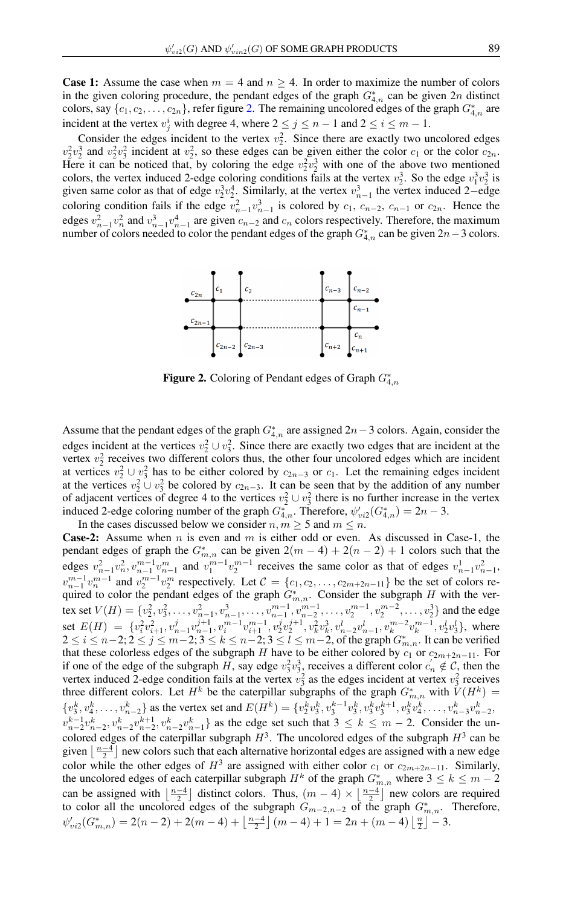**Case 1:** Assume the case when $m = 4$ and $n \geq 4$. In order to maximize the number of colors in the given coloring procedure, the pendant edges of the graph $G^*_{4,n}$ can be given $2n$ distinct colors, say $\{c_1, c_2, \ldots, c_{2n}\}$, refer figure 2. The remaining uncolored edges of the graph $G^*_{4,n}$ are incident at the vertex $v^i_j$ with degree 4, where $2 \leq j \leq n-1$ and $2 \leq i \leq m-1$.

Consider the edges incident to the vertex $v^2_2$. Since there are exactly two uncolored edges $v^2_2 v^3_2$ and $v^2_2 v^2_3$ incident at $v^2_2$, so these edges can be given either the color $c_1$ or the color $c_{2n}$. Here it can be noticed that, by coloring the edge $v^2_2 v^3_2$ with one of the above two mentioned colors, the vertex induced 2-edge coloring conditions fails at the vertex $v^3_2$. So the edge $v^3_1 v^3_2$ is given same color as that of edge $v^3_2 v^4_2$. Similarly, at the vertex $v^3_{n-1}$ the vertex induced 2−edge coloring condition fails if the edge $v^2_{n-1} v^3_{n-1}$ is colored by $c_1$, $c_{n-2}$, $c_{n-1}$ or $c_{2n}$. Hence the edges $v^2_{n-1} v^2_n$ and $v^3_{n-1} v^4_{n-1}$ are given $c_{n-2}$ and $c_n$ colors respectively. Therefore, the maximum number of colors needed to color the pendant edges of the graph $G^*_{4,n}$ can be given $2n-3$ colors.

**Figure 2.** Coloring of Pendant edges of Graph $G^*_{4,n}$

Assume that the pendant edges of the graph $G^*_{4,n}$ are assigned $2n-3$ colors. Again, consider the edges incident at the vertices $v^2_2 \cup v^2_3$. Since there are exactly two edges that are incident at the vertex $v^2_2$ receives two different colors thus, the other four uncolored edges which are incident at vertices $v^2_2 \cup v^2_3$ has to be either colored by $c_{2n-3}$ or $c_1$. Let the remaining edges incident at the vertices $v^2_2 \cup v^2_3$ be colored by $c_{2n-3}$. It can be seen that by the addition of any number of adjacent vertices of degree 4 to the vertices $v^2_2 \cup v^2_3$ there is no further increase in the vertex induced 2-edge coloring number of the graph $G^*_{4,n}$. Therefore, $\psi'_{vi2}(G^*_{4,n}) = 2n-3$.

In the cases discussed below we consider $n, m \geq 5$ and $m \leq n$.

**Case-2:** Assume when $n$ is even and $m$ is either odd or even. As discussed in Case-1, the pendant edges of graph the $G^*_{m,n}$ can be given $2(m-4)+2(n-2)+1$ colors such that the edges $v^2_{n-1}v^2_n, v^{m-1}_{n-1}v^m_{n-1}$ and $v^{m-1}_1 v^{m-1}_2$ receives the same color as that of edges $v^1_{n-1}v^2_{n-1}$, $v^{m-1}_{n-1}v^{m-1}_n$ and $v^{m-1}_2 v^m_2$ respectively. Let $\mathcal{C} = \{c_1, c_2, \ldots, c_{2m+2n-11}\}$ be the set of colors required to color the pendant edges of the graph $G^*_{m,n}$. Consider the subgraph $H$ with the vertex set $V(H) = \{v^2_2, v^2_3, \ldots, v^2_{n-1}, v^3_{n-1}, \ldots, v^{m-1}_{n-1}, v^{m-1}_{n-2}, \ldots, v^{m-1}_2, v^{m-2}_2, \ldots, v^3_2\}$ and the edge set $E(H) = \{v^2_i v^2_{i+1}, v^j_{n-1}v^{j+1}_{n-1}, v^{m-1}_i v^{m-1}_{i+1}, v^j_2 v^{j+1}_2, v^2_k v^3_k, v^l_{n-2}v^l_{n-1}, v^{m-2}_k v^{m-1}_k, v^l_2 v^l_3\}$, where $2 \leq i \leq n-2; 2 \leq j \leq m-2; 3 \leq k \leq n-2; 3 \leq l \leq m-2$, of the graph $G^*_{m,n}$. It can be verified that these colorless edges of the subgraph $H$ have to be either colored by $c_1$ or $c_{2m+2n-11}$. For if one of the edge of the subgraph $H$, say edge $v^2_3 v^3_3$, receives a different color $c'_n \notin \mathcal{C}$, then the vertex induced 2-edge condition fails at the vertex $v^2_3$ as the edges incident at vertex $v^2_3$ receives three different colors. Let $H^k$ be the caterpillar subgraphs of the graph $G^*_{m,n}$ with $V(H^k) = \{v^k_3, v^k_4, \ldots, v^k_{n-2}\}$ as the vertex set and $E(H^k) = \{v^k_2 v^k_3, v^{k-1}_3 v^k_3, v^k_3 v^{k+1}_3, v^k_3 v^k_4, \ldots, v^k_{n-3}v^k_{n-2}$, $v^{k-1}_{n-2}v^k_{n-2}, v^k_{n-2}v^{k+1}_{n-2}, v^k_{n-2}v^k_{n-1}\}$ as the edge set such that $3 \leq k \leq m-2$. Consider the uncolored edges of the caterpillar subgraph $H^3$. The uncolored edges of the subgraph $H^3$ can be given $\left\lfloor \frac{n-4}{2} \right\rfloor$ new colors such that each alternative horizontal edges are assigned with a new edge color while the other edges of $H^3$ are assigned with either color $c_1$ or $c_{2m+2n-11}$. Similarly, the uncolored edges of each caterpillar subgraph $H^k$ of the graph $G^*_{m,n}$ where $3 \leq k \leq m-2$ can be assigned with $\left\lfloor \frac{n-4}{2} \right\rfloor$ distinct colors. Thus, $(m-4) \times \left\lfloor \frac{n-4}{2} \right\rfloor$ new colors are required to color all the uncolored edges of the subgraph $G_{m-2,n-2}$ of the graph $G^*_{m,n}$. Therefore, $\psi'_{vi2}(G^*_{m,n}) = 2(n-2) + 2(m-4) + \left\lfloor \frac{n-4}{2} \right\rfloor (m-4) + 1 = 2n + (m-4)\left\lfloor \frac{n}{2} \right\rfloor - 3.$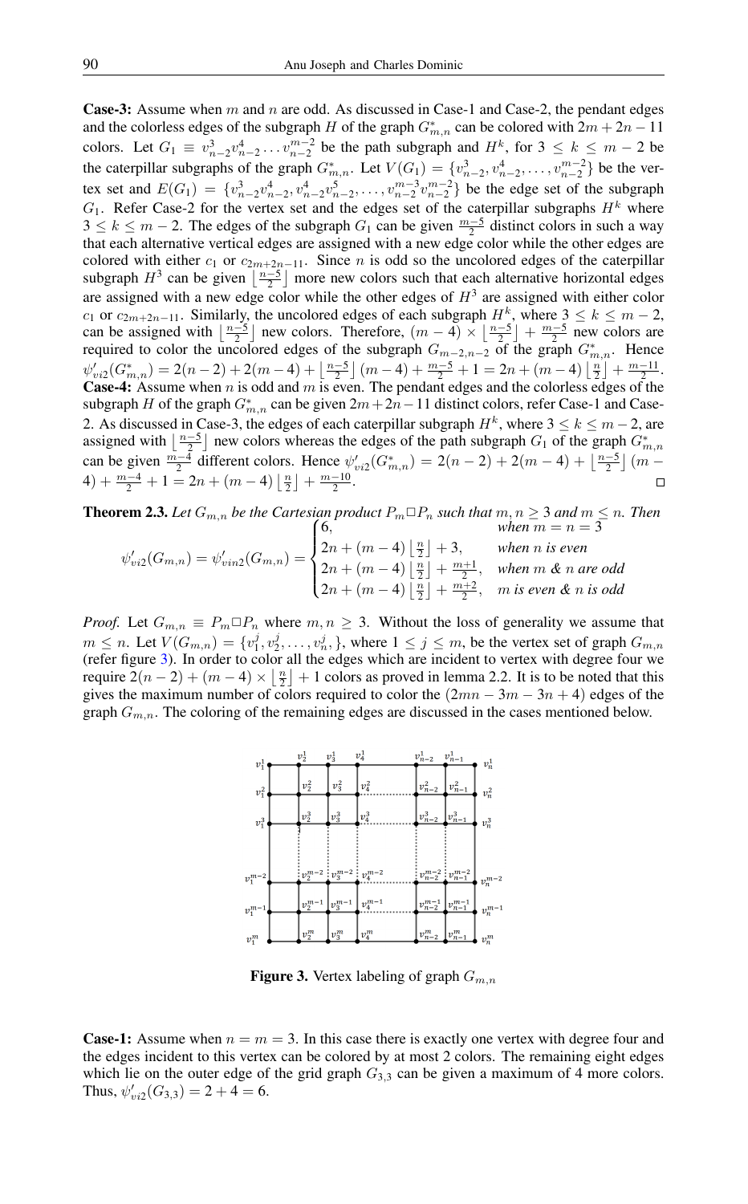**Case-3:** Assume when $m$ and $n$ are odd. As discussed in Case-1 and Case-2, the pendant edges and the colorless edges of the subgraph $H$ of the graph $G^*_{m,n}$ can be colored with $2m+2n-11$ colors. Let $G_1 \equiv v^3_{n-2}v^4_{n-2}\dots v^{m-2}_{n-2}$ be the path subgraph and $H^k$, for $3 \le k \le m-2$ be the caterpillar subgraphs of the graph $G^*_{m,n}$. Let $V(G_1) = \{v^3_{n-2}, v^4_{n-2}, \dots, v^{m-2}_{n-2}\}$ be the vertex set and $E(G_1) = \{v^3_{n-2}v^4_{n-2}, v^4_{n-2}v^5_{n-2}, \dots, v^{m-3}_{n-2}v^{m-2}_{n-2}\}$ be the edge set of the subgraph $G_1$. Refer Case-2 for the vertex set and the edges set of the caterpillar subgraphs $H^k$ where $3 \le k \le m-2$. The edges of the subgraph $G_1$ can be given $\frac{m-5}{2}$ distinct colors in such a way that each alternative vertical edges are assigned with a new edge color while the other edges are colored with either $c_1$ or $c_{2m+2n-11}$. Since $n$ is odd so the uncolored edges of the caterpillar subgraph $H^3$ can be given $\lfloor \frac{n-5}{2} \rfloor$ more new colors such that each alternative horizontal edges are assigned with a new edge color while the other edges of $H^3$ are assigned with either color $c_1$ or $c_{2m+2n-11}$. Similarly, the uncolored edges of each subgraph $H^k$, where $3 \le k \le m-2$, can be assigned with $\lfloor \frac{n-5}{2} \rfloor$ new colors. Therefore, $(m-4) \times \lfloor \frac{n-5}{2} \rfloor + \frac{m-5}{2}$ new colors are required to color the uncolored edges of the subgraph $G_{m-2,n-2}$ of the graph $G^*_{m,n}$. Hence $\psi'_{vi2}(G^*_{m,n}) = 2(n-2) + 2(m-4) + \lfloor \frac{n-5}{2} \rfloor (m-4) + \frac{m-5}{2} + 1 = 2n + (m-4)\lfloor \frac{n}{2} \rfloor + \frac{m-11}{2}$.

**Case-4:** Assume when $n$ is odd and $m$ is even. The pendant edges and the colorless edges of the subgraph $H$ of the graph $G^*_{m,n}$ can be given $2m+2n-11$ distinct colors, refer Case-1 and Case-2. As discussed in Case-3, the edges of each caterpillar subgraph $H^k$, where $3 \le k \le m-2$, are assigned with $\lfloor \frac{n-5}{2} \rfloor$ new colors whereas the edges of the path subgraph $G_1$ of the graph $G^*_{m,n}$ can be given $\frac{m-4}{2}$ different colors. Hence $\psi'_{vi2}(G^*_{m,n}) = 2(n-2) + 2(m-4) + \lfloor \frac{n-5}{2} \rfloor (m-4) + \frac{m-4}{2} + 1 = 2n + (m-4)\lfloor \frac{n}{2} \rfloor + \frac{m-10}{2}$. □

**Theorem 2.3.** *Let $G_{m,n}$ be the Cartesian product $P_m \square P_n$ such that $m, n \ge 3$ and $m \le n$. Then*

$$\psi'_{vi2}(G_{m,n}) = \psi'_{vin2}(G_{m,n}) = \begin{cases} 6, & \text{when } m = n = 3 \\ 2n + (m-4)\lfloor \frac{n}{2} \rfloor + 3, & \text{when } n \text{ is even} \\ 2n + (m-4)\lfloor \frac{n}{2} \rfloor + \frac{m+1}{2}, & \text{when } m \ \& \ n \text{ are odd} \\ 2n + (m-4)\lfloor \frac{n}{2} \rfloor + \frac{m+2}{2}, & m \text{ is even } \& \ n \text{ is odd} \end{cases}$$

*Proof.* Let $G_{m,n} \equiv P_m \square P_n$ where $m, n \ge 3$. Without the loss of generality we assume that $m \le n$. Let $V(G_{m,n}) = \{v^j_1, v^j_2, \dots, v^j_n,\}$, where $1 \le j \le m$, be the vertex set of graph $G_{m,n}$ (refer figure 3). In order to color all the edges which are incident to vertex with degree four we require $2(n-2) + (m-4) \times \lfloor \frac{n}{2} \rfloor + 1$ colors as proved in lemma 2.2. It is to be noted that this gives the maximum number of colors required to color the $(2mn - 3m - 3n + 4)$ edges of the graph $G_{m,n}$. The coloring of the remaining edges are discussed in the cases mentioned below.

**Figure 3.** Vertex labeling of graph $G_{m,n}$

**Case-1:** Assume when $n = m = 3$. In this case there is exactly one vertex with degree four and the edges incident to this vertex can be colored by at most 2 colors. The remaining eight edges which lie on the outer edge of the grid graph $G_{3,3}$ can be given a maximum of 4 more colors. Thus, $\psi'_{vi2}(G_{3,3}) = 2 + 4 = 6$.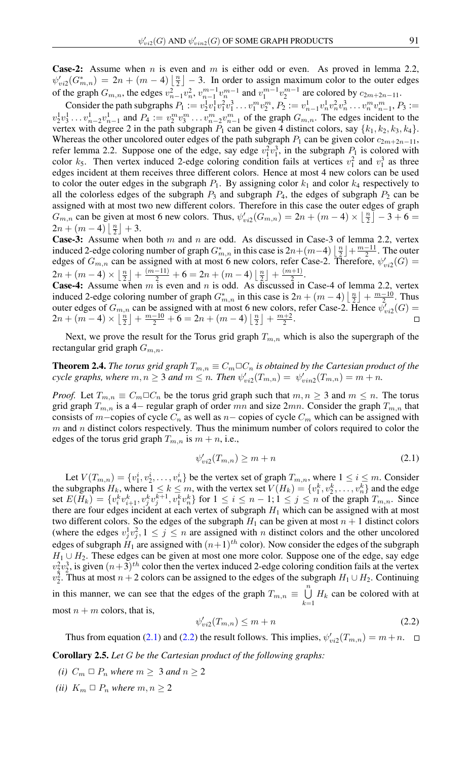**Case-2:** Assume when $n$ is even and $m$ is either odd or even. As proved in lemma 2.2, $\psi'_{vi2}(G^*_{m,n}) = 2n + (m-4)\left\lfloor \frac{n}{2} \right\rfloor - 3$. In order to assign maximum color to the outer edges of the graph $G_{m,n}$, the edges $v^2_{n-1}v^2_n$, $v^{m-1}_{n-1}v^{m-1}_n$ and $v^{m-1}_1 v^{m-1}_2$ are colored by $c_{2m+2n-11}$.

Consider the path subgraphs $P_1 := v^1_2 v^1_1 v^2_1 v^3_1 \ldots v^m_1 v^m_2$, $P_2 := v^1_{n-1}v^1_n v^2_n v^3_n \ldots v^m_n v^m_{n-1}$, $P_3 := v^1_2 v^1_3 \ldots v^1_{n-2}v^1_{n-1}$ and $P_4 := v^m_2 v^m_3 \ldots v^m_{n-2}v^m_{n-1}$ of the graph $G_{m,n}$. The edges incident to the vertex with degree 2 in the path subgraph $P_1$ can be given 4 distinct colors, say $\{k_1, k_2, k_3, k_4\}$. Whereas the other uncolored outer edges of the path subgraph $P_1$ can be given color $c_{2m+2n-11}$, refer lemma 2.2. Suppose one of the edge, say edge $v^2_1 v^3_1$, in the subgraph $P_1$ is colored with color $k_5$. Then vertex induced 2-edge coloring condition fails at vertices $v^2_1$ and $v^3_1$ as three edges incident at them receives three different colors. Hence at most 4 new colors can be used to color the outer edges in the subgraph $P_1$. By assigning color $k_1$ and color $k_4$ respectively to all the colorless edges of the subgraph $P_3$ and subgraph $P_4$, the edges of subgraph $P_2$ can be assigned with at most two new different colors. Therefore in this case the outer edges of graph $G_{m,n}$ can be given at most 6 new colors. Thus, $\psi'_{vi2}(G_{m,n}) = 2n + (m-4) \times \left\lfloor \frac{n}{2} \right\rfloor - 3 + 6 = 2n + (m-4)\left\lfloor \frac{n}{2} \right\rfloor + 3$.

**Case-3:** Assume when both $m$ and $n$ are odd. As discussed in Case-3 of lemma 2.2, vertex induced 2-edge coloring number of graph $G^*_{m,n}$ in this case is $2n+(m-4)\left\lfloor \frac{n}{2} \right\rfloor + \frac{m-11}{2}$. The outer edges of $G_{m,n}$ can be assigned with at most 6 new colors, refer Case-2. Therefore, $\psi'_{vi2}(G) = 2n + (m-4) \times \left\lfloor \frac{n}{2} \right\rfloor + \frac{(m-11)}{2} + 6 = 2n + (m-4)\left\lfloor \frac{n}{2} \right\rfloor + \frac{(m+1)}{2}$.

**Case-4:** Assume when $m$ is even and $n$ is odd. As discussed in Case-4 of lemma 2.2, vertex induced 2-edge coloring number of graph $G^*_{m,n}$ in this case is $2n + (m-4)\left\lfloor \frac{n}{2} \right\rfloor + \frac{m-10}{2}$. Thus outer edges of $G_{m,n}$ can be assigned with at most 6 new colors, refer Case-2. Hence $\psi'_{vi2}(G) = 2n + (m-4) \times \left\lfloor \frac{n}{2} \right\rfloor + \frac{m-10}{2} + 6 = 2n + (m-4)\left\lfloor \frac{n}{2} \right\rfloor + \frac{m+2}{2}$. □

Next, we prove the result for the Torus grid graph $T_{m,n}$ which is also the supergraph of the rectangular grid graph $G_{m,n}$.

**Theorem 2.4.** *The torus grid graph $T_{m,n} \equiv C_m \square C_n$ is obtained by the Cartesian product of the cycle graphs, where $m, n \geq 3$ and $m \leq n$. Then $\psi'_{vi2}(T_{m,n}) = \psi'_{vin2}(T_{m,n}) = m + n$.*

*Proof.* Let $T_{m,n} \equiv C_m \square C_n$ be the torus grid graph such that $m, n \geq 3$ and $m \leq n$. The torus grid graph $T_{m,n}$ is a $4-$ regular graph of order $mn$ and size $2mn$. Consider the graph $T_{m,n}$ that consists of $m-$copies of cycle $C_n$ as well as $n-$ copies of cycle $C_m$ which can be assigned with $m$ and $n$ distinct colors respectively. Thus the minimum number of colors required to color the edges of the torus grid graph $T_{m,n}$ is $m+n$, i.e.,

$$\psi'_{vi2}(T_{m,n}) \geq m + n \tag{2.1}$$

Let $V(T_{m,n}) = \{v^i_1, v^i_2, \ldots, v^i_n\}$ be the vertex set of graph $T_{m,n}$, where $1 \leq i \leq m$. Consider the subgraphs $H_k$, where $1 \leq k \leq m$, with the vertex set $V(H_k) = \{v^k_1, v^k_2, \ldots, v^k_n\}$ and the edge set $E(H_k) = \{v^k_i v^k_{i+1}, v^k_j v^{k+1}_j, v^k_1 v^k_n\}$ for $1 \leq i \leq n-1; 1 \leq j \leq n$ of the graph $T_{m,n}$. Since there are four edges incident at each vertex of subgraph $H_1$ which can be assigned with at most two different colors. So the edges of the subgraph $H_1$ can be given at most $n+1$ distinct colors (where the edges $v^1_j v^2_j, 1 \leq j \leq n$ are assigned with $n$ distinct colors and the other uncolored edges of subgraph $H_1$ are assigned with $(n+1)^{th}$ color). Now consider the edges of the subgraph $H_1 \cup H_2$. These edges can be given at most one more color. Suppose one of the edge, say edge $v^2_2 v^3_2$, is given $(n+3)^{th}$ color then the vertex induced 2-edge coloring condition fails at the vertex $v^2_2$. Thus at most $n+2$ colors can be assigned to the edges of the subgraph $H_1 \cup H_2$. Continuing in this manner, we can see that the edges of the graph $T_{m,n} \equiv \bigcup_{k=1}^{n} H_k$ can be colored with at most $n+m$ colors, that is,

$$\psi'_{vi2}(T_{m,n}) \leq m + n \tag{2.2}$$

Thus from equation (2.1) and (2.2) the result follows. This implies, $\psi'_{vi2}(T_{m,n}) = m+n$. □

**Corollary 2.5.** *Let $G$ be the Cartesian product of the following graphs:*

*(i) $C_m \square P_n$ where $m \geq 3$ and $n \geq 2$*

*(ii) $K_m \square P_n$ where $m, n \geq 2$*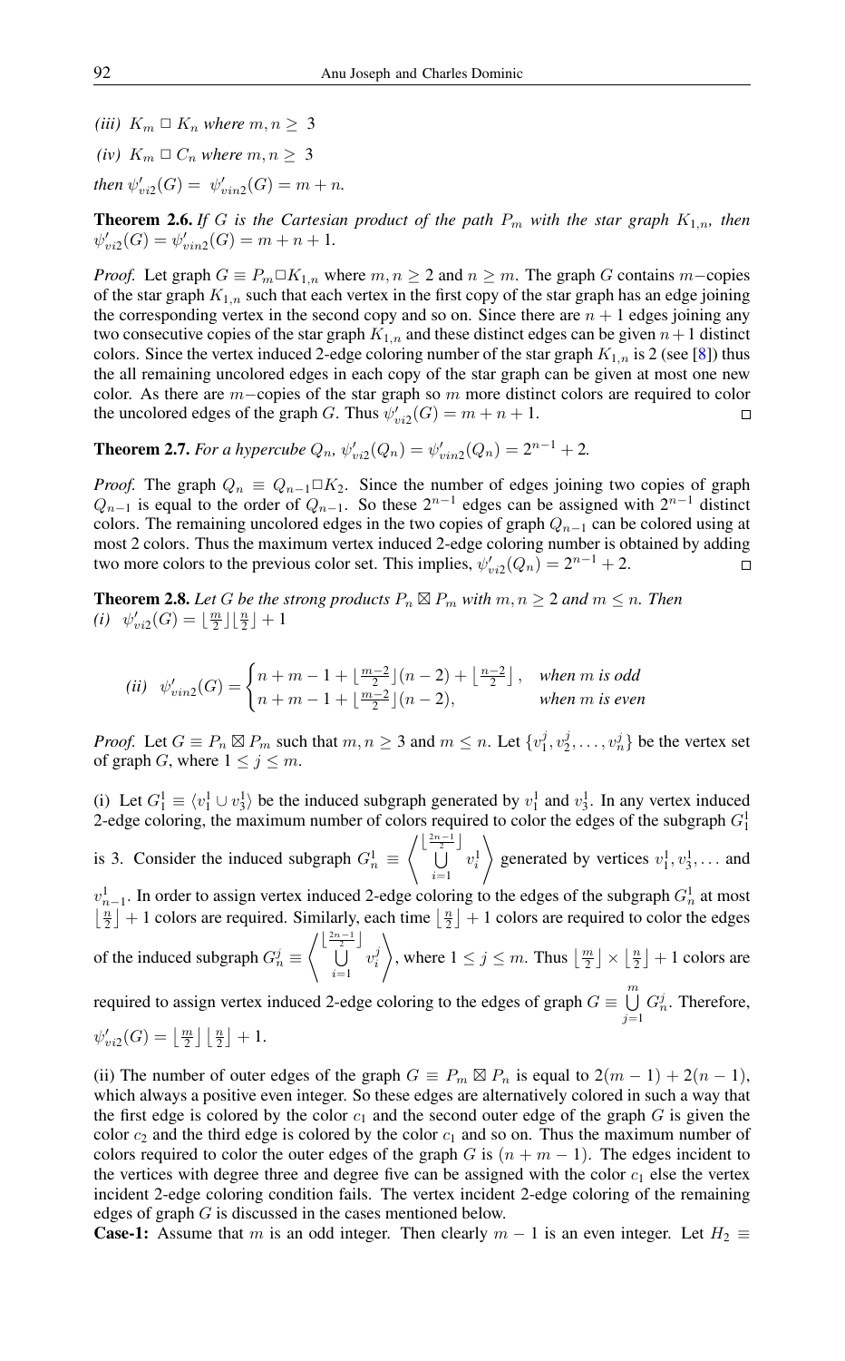*(iii)* $K_m \,\square\, K_n$ *where* $m, n \geq 3$

*(iv)* $K_m \,\square\, C_n$ *where* $m, n \geq 3$

*then* $\psi'_{vi2}(G) = \psi'_{vin2}(G) = m + n$.

**Theorem 2.6.** *If* $G$ *is the Cartesian product of the path* $P_m$ *with the star graph* $K_{1,n}$*, then* $\psi'_{vi2}(G) = \psi'_{vin2}(G) = m + n + 1$.

*Proof.* Let graph $G \equiv P_m \square K_{1,n}$ where $m, n \geq 2$ and $n \geq m$. The graph $G$ contains $m-$copies of the star graph $K_{1,n}$ such that each vertex in the first copy of the star graph has an edge joining the corresponding vertex in the second copy and so on. Since there are $n+1$ edges joining any two consecutive copies of the star graph $K_{1,n}$ and these distinct edges can be given $n+1$ distinct colors. Since the vertex induced 2-edge coloring number of the star graph $K_{1,n}$ is 2 (see [8]) thus the all remaining uncolored edges in each copy of the star graph can be given at most one new color. As there are $m-$copies of the star graph so $m$ more distinct colors are required to color the uncolored edges of the graph $G$. Thus $\psi'_{vi2}(G) = m + n + 1$. □

**Theorem 2.7.** *For a hypercube* $Q_n$*,* $\psi'_{vi2}(Q_n) = \psi'_{vin2}(Q_n) = 2^{n-1} + 2$.

*Proof.* The graph $Q_n \equiv Q_{n-1} \square K_2$. Since the number of edges joining two copies of graph $Q_{n-1}$ is equal to the order of $Q_{n-1}$. So these $2^{n-1}$ edges can be assigned with $2^{n-1}$ distinct colors. The remaining uncolored edges in the two copies of graph $Q_{n-1}$ can be colored using at most 2 colors. Thus the maximum vertex induced 2-edge coloring number is obtained by adding two more colors to the previous color set. This implies, $\psi'_{vi2}(Q_n) = 2^{n-1} + 2$. □

**Theorem 2.8.** *Let* $G$ *be the strong products* $P_n \boxtimes P_m$ *with* $m, n \geq 2$ *and* $m \leq n$*. Then*
*(i)* $\psi'_{vi2}(G) = \lfloor \frac{m}{2} \rfloor \lfloor \frac{n}{2} \rfloor + 1$

$$(ii)\quad \psi'_{vin2}(G) = \begin{cases} n + m - 1 + \lfloor \frac{m-2}{2} \rfloor (n-2) + \lfloor \frac{n-2}{2} \rfloor, & \text{when } m \text{ is odd} \\ n + m - 1 + \lfloor \frac{m-2}{2} \rfloor (n-2), & \text{when } m \text{ is even} \end{cases}$$

*Proof.* Let $G \equiv P_n \boxtimes P_m$ such that $m, n \geq 3$ and $m \leq n$. Let $\{v_1^j, v_2^j, \ldots, v_n^j\}$ be the vertex set of graph $G$, where $1 \leq j \leq m$.

(i) Let $G_1^1 \equiv \langle v_1^1 \cup v_3^1 \rangle$ be the induced subgraph generated by $v_1^1$ and $v_3^1$. In any vertex induced 2-edge coloring, the maximum number of colors required to color the edges of the subgraph $G_1^1$ is 3. Consider the induced subgraph $G_n^1 \equiv \left\langle \bigcup_{i=1}^{\lfloor \frac{2n-1}{2} \rfloor} v_i^1 \right\rangle$ generated by vertices $v_1^1, v_3^1, \ldots$ and $v_{n-1}^1$. In order to assign vertex induced 2-edge coloring to the edges of the subgraph $G_n^1$ at most $\lfloor \frac{n}{2} \rfloor + 1$ colors are required. Similarly, each time $\lfloor \frac{n}{2} \rfloor + 1$ colors are required to color the edges of the induced subgraph $G_n^j \equiv \left\langle \bigcup_{i=1}^{\lfloor \frac{2n-1}{2} \rfloor} v_i^j \right\rangle$, where $1 \leq j \leq m$. Thus $\lfloor \frac{m}{2} \rfloor \times \lfloor \frac{n}{2} \rfloor + 1$ colors are required to assign vertex induced 2-edge coloring to the edges of graph $G \equiv \bigcup_{j=1}^{m} G_n^j$. Therefore, $\psi'_{vi2}(G) = \lfloor \frac{m}{2} \rfloor \lfloor \frac{n}{2} \rfloor + 1$.

(ii) The number of outer edges of the graph $G \equiv P_m \boxtimes P_n$ is equal to $2(m-1) + 2(n-1)$, which always a positive even integer. So these edges are alternatively colored in such a way that the first edge is colored by the color $c_1$ and the second outer edge of the graph $G$ is given the color $c_2$ and the third edge is colored by the color $c_1$ and so on. Thus the maximum number of colors required to color the outer edges of the graph $G$ is $(n + m - 1)$. The edges incident to the vertices with degree three and degree five can be assigned with the color $c_1$ else the vertex incident 2-edge coloring condition fails. The vertex incident 2-edge coloring of the remaining edges of graph $G$ is discussed in the cases mentioned below.

**Case-1:** Assume that $m$ is an odd integer. Then clearly $m - 1$ is an even integer. Let $H_2 \equiv$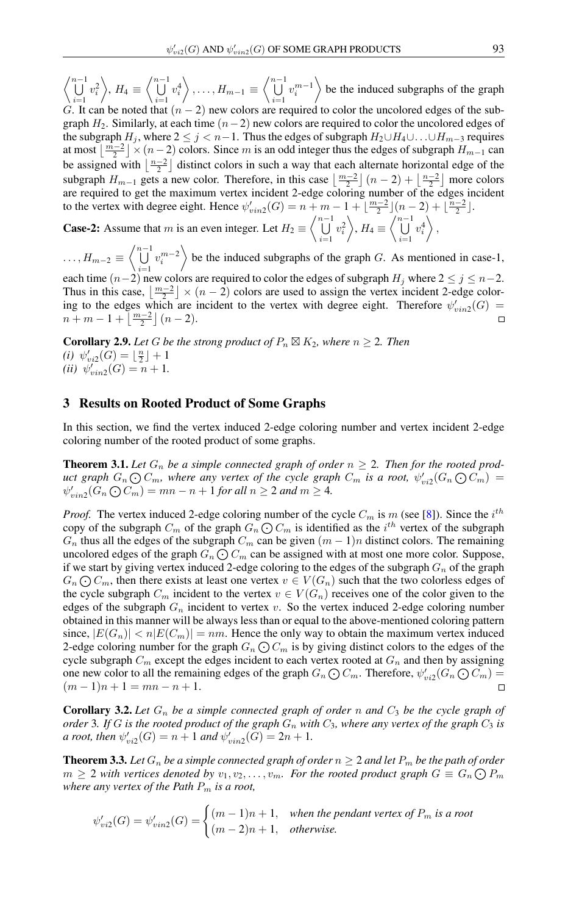$\left\langle \bigcup_{i=1}^{n-1} v_i^2 \right\rangle$, $H_4 \equiv \left\langle \bigcup_{i=1}^{n-1} v_i^4 \right\rangle, \ldots, H_{m-1} \equiv \left\langle \bigcup_{i=1}^{n-1} v_i^{m-1} \right\rangle$ be the induced subgraphs of the graph $G$. It can be noted that $(n-2)$ new colors are required to color the uncolored edges of the subgraph $H_2$. Similarly, at each time $(n-2)$ new colors are required to color the uncolored edges of the subgraph $H_j$, where $2 \leq j < n-1$. Thus the edges of subgraph $H_2 \cup H_4 \cup \ldots \cup H_{m-3}$ requires at most $\lfloor \frac{m-2}{2} \rfloor \times (n-2)$ colors. Since $m$ is an odd integer thus the edges of subgraph $H_{m-1}$ can be assigned with $\lfloor \frac{n-2}{2} \rfloor$ distinct colors in such a way that each alternate horizontal edge of the subgraph $H_{m-1}$ gets a new color. Therefore, in this case $\lfloor \frac{m-2}{2} \rfloor (n-2) + \lfloor \frac{n-2}{2} \rfloor$ more colors are required to get the maximum vertex incident 2-edge coloring number of the edges incident to the vertex with degree eight. Hence $\psi'_{vin2}(G) = n + m - 1 + \lfloor \frac{m-2}{2} \rfloor (n-2) + \lfloor \frac{n-2}{2} \rfloor$.

**Case-2:** Assume that $m$ is an even integer. Let $H_2 \equiv \left\langle \bigcup_{i=1}^{n-1} v_i^2 \right\rangle$, $H_4 \equiv \left\langle \bigcup_{i=1}^{n-1} v_i^4 \right\rangle$, $\ldots, H_{m-2} \equiv \left\langle \bigcup_{i=1}^{n-1} v_i^{m-2} \right\rangle$ be the induced subgraphs of the graph $G$. As mentioned in case-1, each time $(n-2)$ new colors are required to color the edges of subgraph $H_j$ where $2 \leq j \leq n-2$. Thus in this case, $\lfloor \frac{m-2}{2} \rfloor \times (n-2)$ colors are used to assign the vertex incident 2-edge coloring to the edges which are incident to the vertex with degree eight. Therefore $\psi'_{vin2}(G) = n + m - 1 + \lfloor \frac{m-2}{2} \rfloor (n-2)$. □

**Corollary 2.9.** *Let $G$ be the strong product of $P_n \boxtimes K_2$, where $n \geq 2$. Then*
*(i) $\psi'_{vi2}(G) = \lfloor \frac{n}{2} \rfloor + 1$*
*(ii) $\psi'_{vin2}(G) = n + 1$.*

## 3 Results on Rooted Product of Some Graphs

In this section, we find the vertex induced 2-edge coloring number and vertex incident 2-edge coloring number of the rooted product of some graphs.

**Theorem 3.1.** *Let $G_n$ be a simple connected graph of order $n \geq 2$. Then for the rooted product graph $G_n \bigodot C_m$, where any vertex of the cycle graph $C_m$ is a root, $\psi'_{vi2}(G_n \bigodot C_m) = \psi'_{vin2}(G_n \bigodot C_m) = mn - n + 1$ for all $n \geq 2$ and $m \geq 4$.*

*Proof.* The vertex induced 2-edge coloring number of the cycle $C_m$ is $m$ (see [8]). Since the $i^{th}$ copy of the subgraph $C_m$ of the graph $G_n \bigodot C_m$ is identified as the $i^{th}$ vertex of the subgraph $G_n$ thus all the edges of the subgraph $C_m$ can be given $(m-1)n$ distinct colors. The remaining uncolored edges of the graph $G_n \bigodot C_m$ can be assigned with at most one more color. Suppose, if we start by giving vertex induced 2-edge coloring to the edges of the subgraph $G_n$ of the graph $G_n \bigodot C_m$, then there exists at least one vertex $v \in V(G_n)$ such that the two colorless edges of the cycle subgraph $C_m$ incident to the vertex $v \in V(G_n)$ receives one of the color given to the edges of the subgraph $G_n$ incident to vertex $v$. So the vertex induced 2-edge coloring number obtained in this manner will be always less than or equal to the above-mentioned coloring pattern since, $|E(G_n)| < n|E(C_m)| = nm$. Hence the only way to obtain the maximum vertex induced 2-edge coloring number for the graph $G_n \bigodot C_m$ is by giving distinct colors to the edges of the cycle subgraph $C_m$ except the edges incident to each vertex rooted at $G_n$ and then by assigning one new color to all the remaining edges of the graph $G_n \bigodot C_m$. Therefore, $\psi'_{vi2}(G_n \bigodot C_m) = (m-1)n + 1 = mn - n + 1$. □

**Corollary 3.2.** *Let $G_n$ be a simple connected graph of order $n$ and $C_3$ be the cycle graph of order 3. If $G$ is the rooted product of the graph $G_n$ with $C_3$, where any vertex of the graph $C_3$ is a root, then $\psi'_{vi2}(G) = n + 1$ and $\psi'_{vin2}(G) = 2n + 1$.*

**Theorem 3.3.** *Let $G_n$ be a simple connected graph of order $n \geq 2$ and let $P_m$ be the path of order $m \geq 2$ with vertices denoted by $v_1, v_2, \ldots, v_m$. For the rooted product graph $G \equiv G_n \bigodot P_m$ where any vertex of the Path $P_m$ is a root,*

$$\psi'_{vi2}(G) = \psi'_{vin2}(G) = \begin{cases} (m-1)n + 1, & \text{when the pendant vertex of } P_m \text{ is a root} \\ (m-2)n + 1, & \text{otherwise.} \end{cases}$$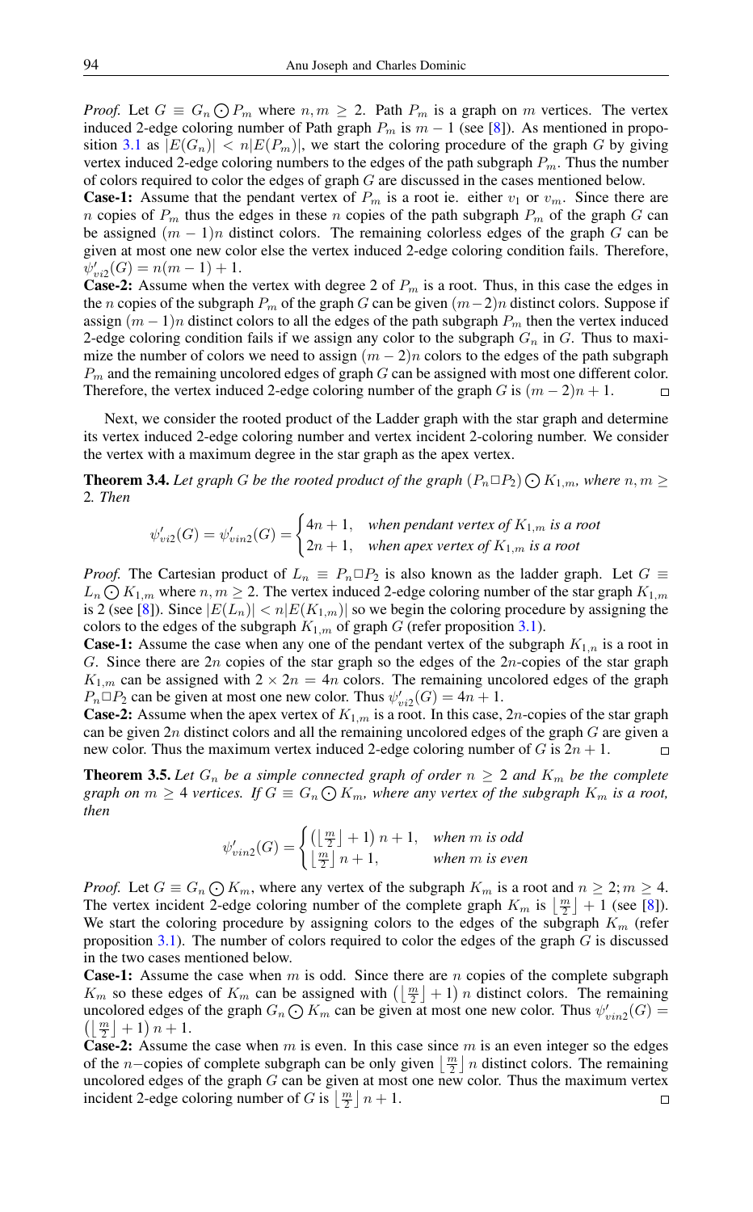*Proof.* Let $G \equiv G_n \bigodot P_m$ where $n, m \geq 2$. Path $P_m$ is a graph on $m$ vertices. The vertex induced 2-edge coloring number of Path graph $P_m$ is $m-1$ (see [8]). As mentioned in proposition 3.1 as $|E(G_n)| < n|E(P_m)|$, we start the coloring procedure of the graph $G$ by giving vertex induced 2-edge coloring numbers to the edges of the path subgraph $P_m$. Thus the number of colors required to color the edges of graph $G$ are discussed in the cases mentioned below.

**Case-1:** Assume that the pendant vertex of $P_m$ is a root ie. either $v_1$ or $v_m$. Since there are $n$ copies of $P_m$ thus the edges in these $n$ copies of the path subgraph $P_m$ of the graph $G$ can be assigned $(m-1)n$ distinct colors. The remaining colorless edges of the graph $G$ can be given at most one new color else the vertex induced 2-edge coloring condition fails. Therefore, $\psi'_{vi2}(G) = n(m-1)+1$.

**Case-2:** Assume when the vertex with degree 2 of $P_m$ is a root. Thus, in this case the edges in the $n$ copies of the subgraph $P_m$ of the graph $G$ can be given $(m-2)n$ distinct colors. Suppose if assign $(m-1)n$ distinct colors to all the edges of the path subgraph $P_m$ then the vertex induced 2-edge coloring condition fails if we assign any color to the subgraph $G_n$ in $G$. Thus to maximize the number of colors we need to assign $(m-2)n$ colors to the edges of the path subgraph $P_m$ and the remaining uncolored edges of graph $G$ can be assigned with most one different color. Therefore, the vertex induced 2-edge coloring number of the graph $G$ is $(m-2)n+1$. $\square$

Next, we consider the rooted product of the Ladder graph with the star graph and determine its vertex induced 2-edge coloring number and vertex incident 2-coloring number. We consider the vertex with a maximum degree in the star graph as the apex vertex.

**Theorem 3.4.** *Let graph $G$ be the rooted product of the graph $(P_n \square P_2) \bigodot K_{1,m}$, where $n, m \geq 2$. Then*

$$\psi'_{vi2}(G) = \psi'_{vin2}(G) = \begin{cases} 4n+1, & \text{when pendant vertex of } K_{1,m} \text{ is a root} \\ 2n+1, & \text{when apex vertex of } K_{1,m} \text{ is a root} \end{cases}$$

*Proof.* The Cartesian product of $L_n \equiv P_n \square P_2$ is also known as the ladder graph. Let $G \equiv L_n \bigodot K_{1,m}$ where $n, m \geq 2$. The vertex induced 2-edge coloring number of the star graph $K_{1,m}$ is 2 (see [8]). Since $|E(L_n)| < n|E(K_{1,m})|$ so we begin the coloring procedure by assigning the colors to the edges of the subgraph $K_{1,m}$ of graph $G$ (refer proposition 3.1).

**Case-1:** Assume the case when any one of the pendant vertex of the subgraph $K_{1,n}$ is a root in $G$. Since there are $2n$ copies of the star graph so the edges of the $2n$-copies of the star graph $K_{1,m}$ can be assigned with $2 \times 2n = 4n$ colors. The remaining uncolored edges of the graph $P_n \square P_2$ can be given at most one new color. Thus $\psi'_{vi2}(G) = 4n+1$.

**Case-2:** Assume when the apex vertex of $K_{1,m}$ is a root. In this case, $2n$-copies of the star graph can be given $2n$ distinct colors and all the remaining uncolored edges of the graph $G$ are given a new color. Thus the maximum vertex induced 2-edge coloring number of $G$ is $2n+1$. $\square$

**Theorem 3.5.** *Let $G_n$ be a simple connected graph of order $n \geq 2$ and $K_m$ be the complete graph on $m \geq 4$ vertices. If $G \equiv G_n \bigodot K_m$, where any vertex of the subgraph $K_m$ is a root, then*

$$\psi'_{vin2}(G) = \begin{cases} \left(\left\lfloor \frac{m}{2} \right\rfloor + 1\right)n+1, & \text{when } m \text{ is odd} \\ \left\lfloor \frac{m}{2} \right\rfloor n+1, & \text{when } m \text{ is even} \end{cases}$$

*Proof.* Let $G \equiv G_n \bigodot K_m$, where any vertex of the subgraph $K_m$ is a root and $n \geq 2; m \geq 4$. The vertex incident 2-edge coloring number of the complete graph $K_m$ is $\left\lfloor \frac{m}{2} \right\rfloor + 1$ (see [8]). We start the coloring procedure by assigning colors to the edges of the subgraph $K_m$ (refer proposition 3.1). The number of colors required to color the edges of the graph $G$ is discussed in the two cases mentioned below.

**Case-1:** Assume the case when $m$ is odd. Since there are $n$ copies of the complete subgraph $K_m$ so these edges of $K_m$ can be assigned with $\left(\left\lfloor \frac{m}{2} \right\rfloor + 1\right)n$ distinct colors. The remaining uncolored edges of the graph $G_n \bigodot K_m$ can be given at most one new color. Thus $\psi'_{vin2}(G) = \left(\left\lfloor \frac{m}{2} \right\rfloor + 1\right)n+1$.

**Case-2:** Assume the case when $m$ is even. In this case since $m$ is an even integer so the edges of the $n-$copies of complete subgraph can be only given $\left\lfloor \frac{m}{2} \right\rfloor n$ distinct colors. The remaining uncolored edges of the graph $G$ can be given at most one new color. Thus the maximum vertex incident 2-edge coloring number of $G$ is $\left\lfloor \frac{m}{2} \right\rfloor n+1$. $\square$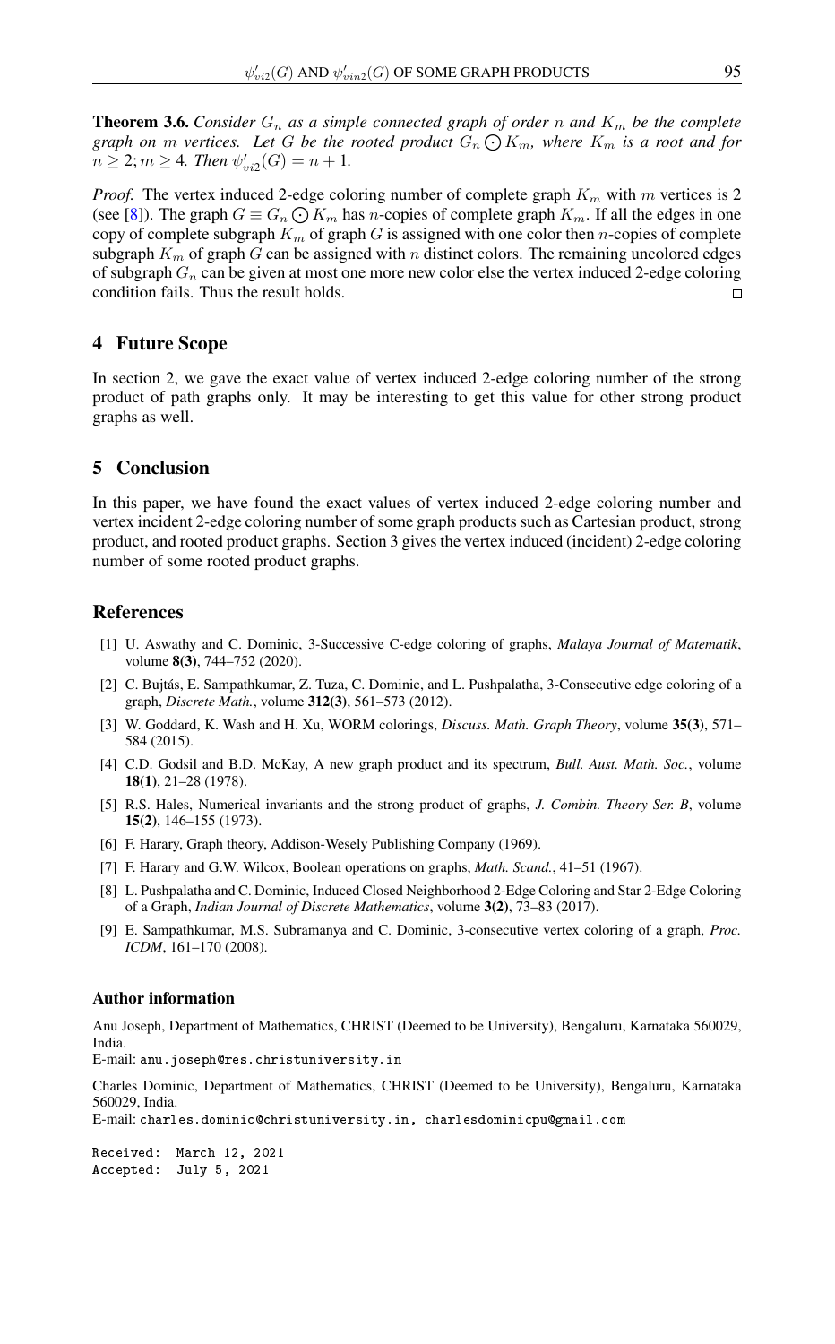**Theorem 3.6.** *Consider $G_n$ as a simple connected graph of order $n$ and $K_m$ be the complete graph on $m$ vertices. Let $G$ be the rooted product $G_n \bigodot K_m$, where $K_m$ is a root and for $n \geq 2; m \geq 4$. Then $\psi'_{vi2}(G) = n + 1$.*

*Proof.* The vertex induced 2-edge coloring number of complete graph $K_m$ with $m$ vertices is 2 (see [8]). The graph $G \equiv G_n \bigodot K_m$ has $n$-copies of complete graph $K_m$. If all the edges in one copy of complete subgraph $K_m$ of graph $G$ is assigned with one color then $n$-copies of complete subgraph $K_m$ of graph $G$ can be assigned with $n$ distinct colors. The remaining uncolored edges of subgraph $G_n$ can be given at most one more new color else the vertex induced 2-edge coloring condition fails. Thus the result holds. □

## 4 Future Scope

In section 2, we gave the exact value of vertex induced 2-edge coloring number of the strong product of path graphs only. It may be interesting to get this value for other strong product graphs as well.

## 5 Conclusion

In this paper, we have found the exact values of vertex induced 2-edge coloring number and vertex incident 2-edge coloring number of some graph products such as Cartesian product, strong product, and rooted product graphs. Section 3 gives the vertex induced (incident) 2-edge coloring number of some rooted product graphs.

## References

[1] U. Aswathy and C. Dominic, 3-Successive C-edge coloring of graphs, *Malaya Journal of Matematik*, volume **8(3)**, 744–752 (2020).

[2] C. Bujtás, E. Sampathkumar, Z. Tuza, C. Dominic, and L. Pushpalatha, 3-Consecutive edge coloring of a graph, *Discrete Math.*, volume **312(3)**, 561–573 (2012).

[3] W. Goddard, K. Wash and H. Xu, WORM colorings, *Discuss. Math. Graph Theory*, volume **35(3)**, 571–584 (2015).

[4] C.D. Godsil and B.D. McKay, A new graph product and its spectrum, *Bull. Aust. Math. Soc.*, volume **18(1)**, 21–28 (1978).

[5] R.S. Hales, Numerical invariants and the strong product of graphs, *J. Combin. Theory Ser. B*, volume **15(2)**, 146–155 (1973).

[6] F. Harary, Graph theory, Addison-Wesely Publishing Company (1969).

[7] F. Harary and G.W. Wilcox, Boolean operations on graphs, *Math. Scand.*, 41–51 (1967).

[8] L. Pushpalatha and C. Dominic, Induced Closed Neighborhood 2-Edge Coloring and Star 2-Edge Coloring of a Graph, *Indian Journal of Discrete Mathematics*, volume **3(2)**, 73–83 (2017).

[9] E. Sampathkumar, M.S. Subramanya and C. Dominic, 3-consecutive vertex coloring of a graph, *Proc. ICDM*, 161–170 (2008).

### Author information

Anu Joseph, Department of Mathematics, CHRIST (Deemed to be University), Bengaluru, Karnataka 560029, India.
E-mail: anu.joseph@res.christuniversity.in

Charles Dominic, Department of Mathematics, CHRIST (Deemed to be University), Bengaluru, Karnataka 560029, India.
E-mail: charles.dominic@christuniversity.in, charlesdominicpu@gmail.com

Received: March 12, 2021
Accepted: July 5, 2021